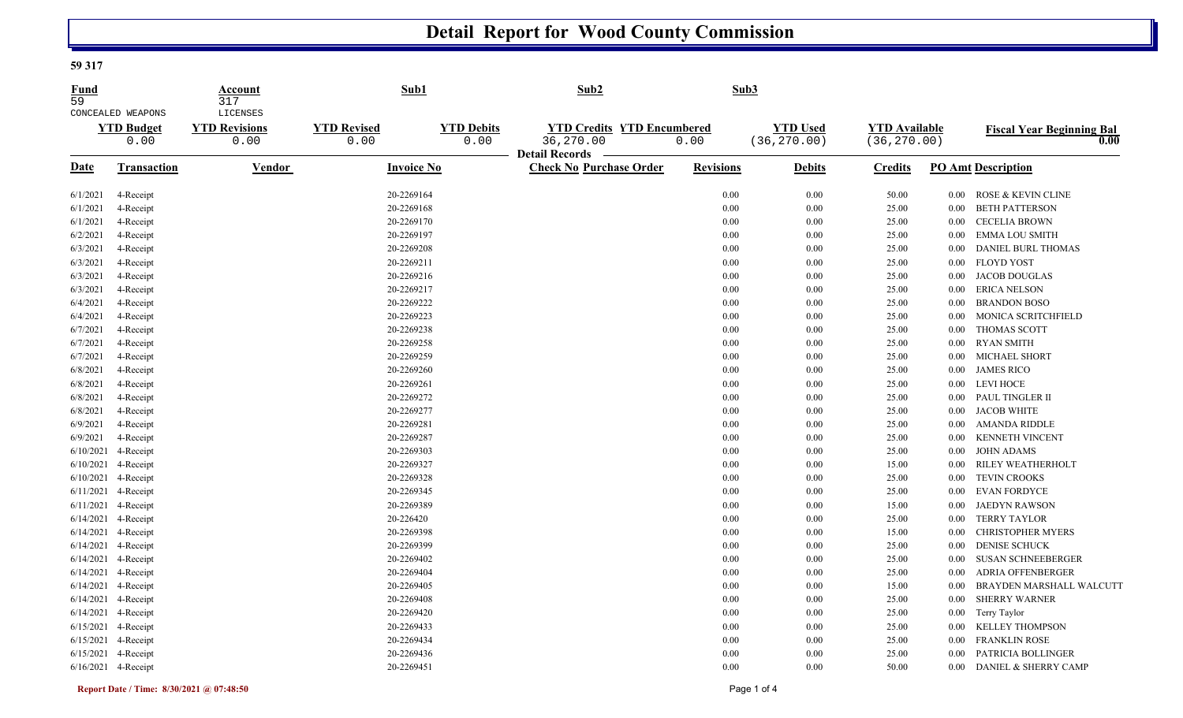# Detail Report for Wood County Commission

**59 317**

| Fund | | Account | | Sub1 | Sub2 | | Sub3 | | |
|---|---|---|---|---|---|---|---|---|---|
| 59 | | 317 | | | | | | | |
| CONCEALED WEAPONS | | LICENSES | | | | | | | |

| YTD Budget | YTD Revisions | YTD Revised | YTD Debits | YTD Credits | YTD Encumbered | YTD Used | YTD Available | Fiscal Year Beginning Bal |
|---|---|---|---|---|---|---|---|---|
| 0.00 | 0.00 | 0.00 | 0.00 | 36,270.00 | 0.00 | (36,270.00) | (36,270.00) | 0.00 |

**Detail Records**

| Date | Transaction | Vendor | Invoice No | Check No | Purchase Order | Revisions | Debits | Credits | PO Amt | Description |
|---|---|---|---|---|---|---|---|---|---|---|
| 6/1/2021 | 4-Receipt | | 20-2269164 | | | 0.00 | 0.00 | 50.00 | 0.00 | ROSE & KEVIN CLINE |
| 6/1/2021 | 4-Receipt | | 20-2269168 | | | 0.00 | 0.00 | 25.00 | 0.00 | BETH PATTERSON |
| 6/1/2021 | 4-Receipt | | 20-2269170 | | | 0.00 | 0.00 | 25.00 | 0.00 | CECELIA BROWN |
| 6/2/2021 | 4-Receipt | | 20-2269197 | | | 0.00 | 0.00 | 25.00 | 0.00 | EMMA LOU SMITH |
| 6/3/2021 | 4-Receipt | | 20-2269208 | | | 0.00 | 0.00 | 25.00 | 0.00 | DANIEL BURL THOMAS |
| 6/3/2021 | 4-Receipt | | 20-2269211 | | | 0.00 | 0.00 | 25.00 | 0.00 | FLOYD YOST |
| 6/3/2021 | 4-Receipt | | 20-2269216 | | | 0.00 | 0.00 | 25.00 | 0.00 | JACOB DOUGLAS |
| 6/3/2021 | 4-Receipt | | 20-2269217 | | | 0.00 | 0.00 | 25.00 | 0.00 | ERICA NELSON |
| 6/4/2021 | 4-Receipt | | 20-2269222 | | | 0.00 | 0.00 | 25.00 | 0.00 | BRANDON BOSO |
| 6/4/2021 | 4-Receipt | | 20-2269223 | | | 0.00 | 0.00 | 25.00 | 0.00 | MONICA SCRITCHFIELD |
| 6/7/2021 | 4-Receipt | | 20-2269238 | | | 0.00 | 0.00 | 25.00 | 0.00 | THOMAS SCOTT |
| 6/7/2021 | 4-Receipt | | 20-2269258 | | | 0.00 | 0.00 | 25.00 | 0.00 | RYAN SMITH |
| 6/7/2021 | 4-Receipt | | 20-2269259 | | | 0.00 | 0.00 | 25.00 | 0.00 | MICHAEL SHORT |
| 6/8/2021 | 4-Receipt | | 20-2269260 | | | 0.00 | 0.00 | 25.00 | 0.00 | JAMES RICO |
| 6/8/2021 | 4-Receipt | | 20-2269261 | | | 0.00 | 0.00 | 25.00 | 0.00 | LEVI HOCE |
| 6/8/2021 | 4-Receipt | | 20-2269272 | | | 0.00 | 0.00 | 25.00 | 0.00 | PAUL TINGLER II |
| 6/8/2021 | 4-Receipt | | 20-2269277 | | | 0.00 | 0.00 | 25.00 | 0.00 | JACOB WHITE |
| 6/9/2021 | 4-Receipt | | 20-2269281 | | | 0.00 | 0.00 | 25.00 | 0.00 | AMANDA RIDDLE |
| 6/9/2021 | 4-Receipt | | 20-2269287 | | | 0.00 | 0.00 | 25.00 | 0.00 | KENNETH VINCENT |
| 6/10/2021 | 4-Receipt | | 20-2269303 | | | 0.00 | 0.00 | 25.00 | 0.00 | JOHN ADAMS |
| 6/10/2021 | 4-Receipt | | 20-2269327 | | | 0.00 | 0.00 | 15.00 | 0.00 | RILEY WEATHERHOLT |
| 6/10/2021 | 4-Receipt | | 20-2269328 | | | 0.00 | 0.00 | 25.00 | 0.00 | TEVIN CROOKS |
| 6/11/2021 | 4-Receipt | | 20-2269345 | | | 0.00 | 0.00 | 25.00 | 0.00 | EVAN FORDYCE |
| 6/11/2021 | 4-Receipt | | 20-2269389 | | | 0.00 | 0.00 | 15.00 | 0.00 | JAEDYN RAWSON |
| 6/14/2021 | 4-Receipt | | 20-226420 | | | 0.00 | 0.00 | 25.00 | 0.00 | TERRY TAYLOR |
| 6/14/2021 | 4-Receipt | | 20-2269398 | | | 0.00 | 0.00 | 15.00 | 0.00 | CHRISTOPHER MYERS |
| 6/14/2021 | 4-Receipt | | 20-2269399 | | | 0.00 | 0.00 | 25.00 | 0.00 | DENISE SCHUCK |
| 6/14/2021 | 4-Receipt | | 20-2269402 | | | 0.00 | 0.00 | 25.00 | 0.00 | SUSAN SCHNEEBERGER |
| 6/14/2021 | 4-Receipt | | 20-2269404 | | | 0.00 | 0.00 | 25.00 | 0.00 | ADRIA OFFENBERGER |
| 6/14/2021 | 4-Receipt | | 20-2269405 | | | 0.00 | 0.00 | 15.00 | 0.00 | BRAYDEN MARSHALL WALCUTT |
| 6/14/2021 | 4-Receipt | | 20-2269408 | | | 0.00 | 0.00 | 25.00 | 0.00 | SHERRY WARNER |
| 6/14/2021 | 4-Receipt | | 20-2269420 | | | 0.00 | 0.00 | 25.00 | 0.00 | Terry Taylor |
| 6/15/2021 | 4-Receipt | | 20-2269433 | | | 0.00 | 0.00 | 25.00 | 0.00 | KELLEY THOMPSON |
| 6/15/2021 | 4-Receipt | | 20-2269434 | | | 0.00 | 0.00 | 25.00 | 0.00 | FRANKLIN ROSE |
| 6/15/2021 | 4-Receipt | | 20-2269436 | | | 0.00 | 0.00 | 25.00 | 0.00 | PATRICIA BOLLINGER |
| 6/16/2021 | 4-Receipt | | 20-2269451 | | | 0.00 | 0.00 | 50.00 | 0.00 | DANIEL & SHERRY CAMP |

**Report Date / Time: 8/30/2021 @ 07:48:50**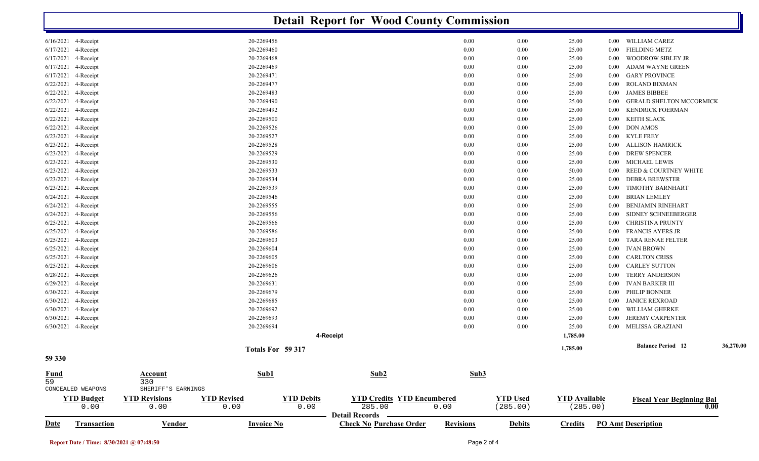# Detail Report for Wood County Commission

| Date | Transaction | Vendor | Invoice No | Check No | Purchase Order | Revisions | Debits | Credits | PO Amt | Description |
|---|---|---|---|---|---|---|---|---|---|---|
| 6/16/2021 | 4-Receipt | | 20-2269456 | | | 0.00 | 0.00 | 25.00 | 0.00 | WILLIAM CAREZ |
| 6/17/2021 | 4-Receipt | | 20-2269460 | | | 0.00 | 0.00 | 25.00 | 0.00 | FIELDING METZ |
| 6/17/2021 | 4-Receipt | | 20-2269468 | | | 0.00 | 0.00 | 25.00 | 0.00 | WOODROW SIBLEY JR |
| 6/17/2021 | 4-Receipt | | 20-2269469 | | | 0.00 | 0.00 | 25.00 | 0.00 | ADAM WAYNE GREEN |
| 6/17/2021 | 4-Receipt | | 20-2269471 | | | 0.00 | 0.00 | 25.00 | 0.00 | GARY PROVINCE |
| 6/22/2021 | 4-Receipt | | 20-2269477 | | | 0.00 | 0.00 | 25.00 | 0.00 | ROLAND BIXMAN |
| 6/22/2021 | 4-Receipt | | 20-2269483 | | | 0.00 | 0.00 | 25.00 | 0.00 | JAMES BIBBEE |
| 6/22/2021 | 4-Receipt | | 20-2269490 | | | 0.00 | 0.00 | 25.00 | 0.00 | GERALD SHELTON MCCORMICK |
| 6/22/2021 | 4-Receipt | | 20-2269492 | | | 0.00 | 0.00 | 25.00 | 0.00 | KENDRICK FOERMAN |
| 6/22/2021 | 4-Receipt | | 20-2269500 | | | 0.00 | 0.00 | 25.00 | 0.00 | KEITH SLACK |
| 6/22/2021 | 4-Receipt | | 20-2269526 | | | 0.00 | 0.00 | 25.00 | 0.00 | DON AMOS |
| 6/23/2021 | 4-Receipt | | 20-2269527 | | | 0.00 | 0.00 | 25.00 | 0.00 | KYLE FREY |
| 6/23/2021 | 4-Receipt | | 20-2269528 | | | 0.00 | 0.00 | 25.00 | 0.00 | ALLISON HAMRICK |
| 6/23/2021 | 4-Receipt | | 20-2269529 | | | 0.00 | 0.00 | 25.00 | 0.00 | DREW SPENCER |
| 6/23/2021 | 4-Receipt | | 20-2269530 | | | 0.00 | 0.00 | 25.00 | 0.00 | MICHAEL LEWIS |
| 6/23/2021 | 4-Receipt | | 20-2269533 | | | 0.00 | 0.00 | 50.00 | 0.00 | REED & COURTNEY WHITE |
| 6/23/2021 | 4-Receipt | | 20-2269534 | | | 0.00 | 0.00 | 25.00 | 0.00 | DEBRA BREWSTER |
| 6/23/2021 | 4-Receipt | | 20-2269539 | | | 0.00 | 0.00 | 25.00 | 0.00 | TIMOTHY BARNHART |
| 6/24/2021 | 4-Receipt | | 20-2269546 | | | 0.00 | 0.00 | 25.00 | 0.00 | BRIAN LEMLEY |
| 6/24/2021 | 4-Receipt | | 20-2269555 | | | 0.00 | 0.00 | 25.00 | 0.00 | BENJAMIN RINEHART |
| 6/24/2021 | 4-Receipt | | 20-2269556 | | | 0.00 | 0.00 | 25.00 | 0.00 | SIDNEY SCHNEEBERGER |
| 6/25/2021 | 4-Receipt | | 20-2269566 | | | 0.00 | 0.00 | 25.00 | 0.00 | CHRISTINA PRUNTY |
| 6/25/2021 | 4-Receipt | | 20-2269586 | | | 0.00 | 0.00 | 25.00 | 0.00 | FRANCIS AYERS JR |
| 6/25/2021 | 4-Receipt | | 20-2269603 | | | 0.00 | 0.00 | 25.00 | 0.00 | TARA RENAE FELTER |
| 6/25/2021 | 4-Receipt | | 20-2269604 | | | 0.00 | 0.00 | 25.00 | 0.00 | IVAN BROWN |
| 6/25/2021 | 4-Receipt | | 20-2269605 | | | 0.00 | 0.00 | 25.00 | 0.00 | CARLTON CRISS |
| 6/25/2021 | 4-Receipt | | 20-2269606 | | | 0.00 | 0.00 | 25.00 | 0.00 | CARLEY SUTTON |
| 6/28/2021 | 4-Receipt | | 20-2269626 | | | 0.00 | 0.00 | 25.00 | 0.00 | TERRY ANDERSON |
| 6/29/2021 | 4-Receipt | | 20-2269631 | | | 0.00 | 0.00 | 25.00 | 0.00 | IVAN BARKER III |
| 6/30/2021 | 4-Receipt | | 20-2269679 | | | 0.00 | 0.00 | 25.00 | 0.00 | PHILIP BONNER |
| 6/30/2021 | 4-Receipt | | 20-2269685 | | | 0.00 | 0.00 | 25.00 | 0.00 | JANICE REXROAD |
| 6/30/2021 | 4-Receipt | | 20-2269692 | | | 0.00 | 0.00 | 25.00 | 0.00 | WILLIAM GHERKE |
| 6/30/2021 | 4-Receipt | | 20-2269693 | | | 0.00 | 0.00 | 25.00 | 0.00 | JEREMY CARPENTER |
| 6/30/2021 | 4-Receipt | | 20-2269694 | | | 0.00 | 0.00 | 25.00 | 0.00 | MELISSA GRAZIANI |
| | | | | 4-Receipt | | | | 1,785.00 | | |
| | | | Totals For 59 317 | | | | | 1,785.00 | | Balance Period 12 36,270.00 |

## 59 330

| Fund | Account | Sub1 | Sub2 | Sub3 |
|---|---|---|---|---|
| 59 CONCEALED WEAPONS | 330 SHERIFF'S EARNINGS | | | |

| YTD Budget | YTD Revisions | YTD Revised | YTD Debits | YTD Credits | YTD Encumbered | YTD Used | YTD Available | Fiscal Year Beginning Bal |
|---|---|---|---|---|---|---|---|---|
| 0.00 | 0.00 | 0.00 | 0.00 | 285.00 | 0.00 | (285.00) | (285.00) | 0.00 |

**Detail Records**

| Date | Transaction | Vendor | Invoice No | Check No | Purchase Order | Revisions | Debits | Credits | PO Amt | Description |
|---|---|---|---|---|---|---|---|---|---|---|

Report Date / Time: 8/30/2021 @ 07:48:50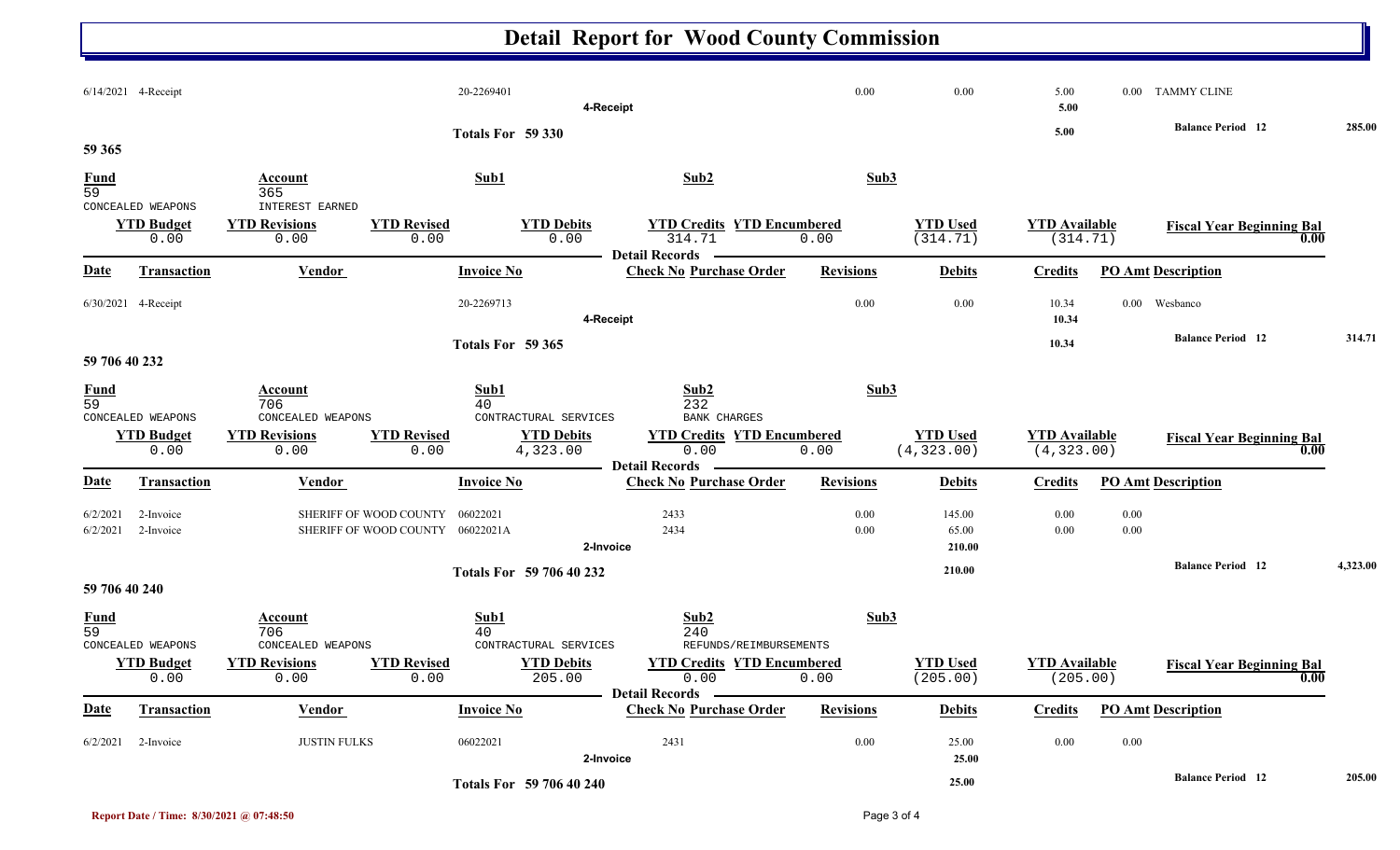# Detail Report for Wood County Commission

| Date | Transaction | Vendor | Invoice No | Check No | Purchase Order | Revisions | Debits | Credits | PO Amt | Description |
|---|---|---|---|---|---|---|---|---|---|---|
| 6/14/2021 | 4-Receipt | | 20-2269401 | | | 0.00 | 0.00 | 5.00 | 0.00 | TAMMY CLINE |
| | 4-Receipt | | | | | | | 5.00 | | |

**Totals For 59 330** — Credits: 5.00 — Balance Period 12: 285.00

## 59 365

| Fund | Account | Sub1 | Sub2 | Sub3 |
|---|---|---|---|---|
| 59 CONCEALED WEAPONS | 365 INTEREST EARNED | | | |

| YTD Budget | YTD Revisions | YTD Revised | YTD Debits | YTD Credits | YTD Encumbered | YTD Used | YTD Available | Fiscal Year Beginning Bal |
|---|---|---|---|---|---|---|---|---|
| 0.00 | 0.00 | 0.00 | 0.00 | 314.71 | 0.00 | (314.71) | (314.71) | 0.00 |

**Detail Records**

| Date | Transaction | Vendor | Invoice No | Check No | Purchase Order | Revisions | Debits | Credits | PO Amt | Description |
|---|---|---|---|---|---|---|---|---|---|---|
| 6/30/2021 | 4-Receipt | | 20-2269713 | | | 0.00 | 0.00 | 10.34 | 0.00 | Wesbanco |
| | 4-Receipt | | | | | | | 10.34 | | |

**Totals For 59 365** — Credits: 10.34 — Balance Period 12: 314.71

## 59 706 40 232

| Fund | Account | Sub1 | Sub2 | Sub3 |
|---|---|---|---|---|
| 59 CONCEALED WEAPONS | 706 CONCEALED WEAPONS | 40 CONTRACTURAL SERVICES | 232 BANK CHARGES | |

| YTD Budget | YTD Revisions | YTD Revised | YTD Debits | YTD Credits | YTD Encumbered | YTD Used | YTD Available | Fiscal Year Beginning Bal |
|---|---|---|---|---|---|---|---|---|
| 0.00 | 0.00 | 0.00 | 4,323.00 | 0.00 | 0.00 | (4,323.00) | (4,323.00) | 0.00 |

**Detail Records**

| Date | Transaction | Vendor | Invoice No | Check No | Purchase Order | Revisions | Debits | Credits | PO Amt | Description |
|---|---|---|---|---|---|---|---|---|---|---|
| 6/2/2021 | 2-Invoice | SHERIFF OF WOOD COUNTY | 06022021 | 2433 | | 0.00 | 145.00 | 0.00 | 0.00 | |
| 6/2/2021 | 2-Invoice | SHERIFF OF WOOD COUNTY | 06022021A | 2434 | | 0.00 | 65.00 | 0.00 | 0.00 | |
| | 2-Invoice | | | | | | 210.00 | | | |

**Totals For 59 706 40 232** — Debits: 210.00 — Balance Period 12: 4,323.00

## 59 706 40 240

| Fund | Account | Sub1 | Sub2 | Sub3 |
|---|---|---|---|---|
| 59 CONCEALED WEAPONS | 706 CONCEALED WEAPONS | 40 CONTRACTURAL SERVICES | 240 REFUNDS/REIMBURSEMENTS | |

| YTD Budget | YTD Revisions | YTD Revised | YTD Debits | YTD Credits | YTD Encumbered | YTD Used | YTD Available | Fiscal Year Beginning Bal |
|---|---|---|---|---|---|---|---|---|
| 0.00 | 0.00 | 0.00 | 205.00 | 0.00 | 0.00 | (205.00) | (205.00) | 0.00 |

**Detail Records**

| Date | Transaction | Vendor | Invoice No | Check No | Purchase Order | Revisions | Debits | Credits | PO Amt | Description |
|---|---|---|---|---|---|---|---|---|---|---|
| 6/2/2021 | 2-Invoice | JUSTIN FULKS | 06022021 | 2431 | | 0.00 | 25.00 | 0.00 | 0.00 | |
| | 2-Invoice | | | | | | 25.00 | | | |

**Totals For 59 706 40 240** — Debits: 25.00 — Balance Period 12: 205.00

Report Date / Time: 8/30/2021 @ 07:48:50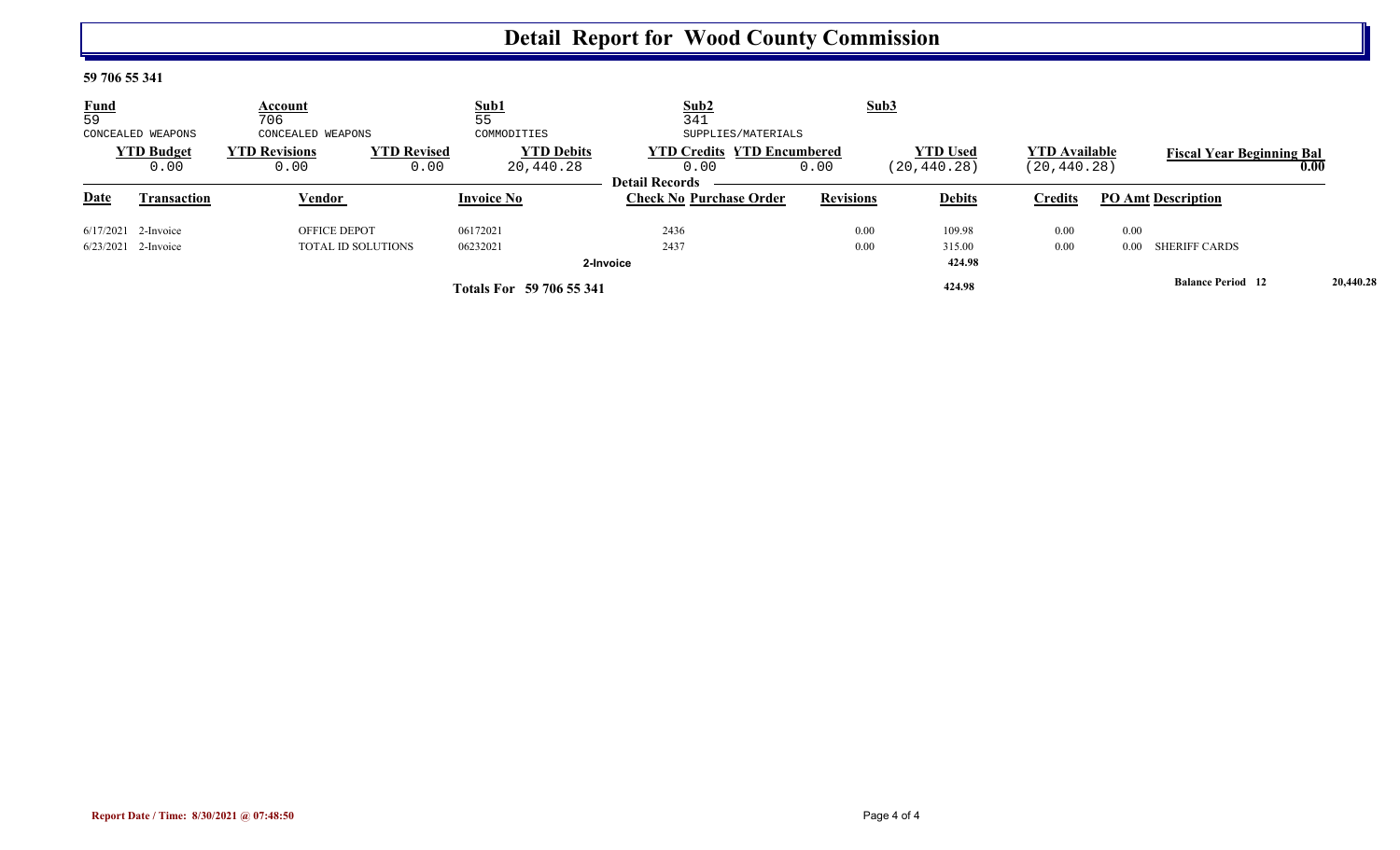// Detail Report for Wood County Commission

**59 706 55 341**

| Fund | Account | Sub1 | Sub2 | Sub3 |
|---|---|---|---|---|
| 59 | 706 | 55 | 341 | |
| CONCEALED WEAPONS | CONCEALED WEAPONS | COMMODITIES | SUPPLIES/MATERIALS | |

| YTD Budget | YTD Revisions | YTD Revised | YTD Debits | YTD Credits | YTD Encumbered | YTD Used | YTD Available | Fiscal Year Beginning Bal |
|---|---|---|---|---|---|---|---|---|
| 0.00 | 0.00 | 0.00 | 20,440.28 | 0.00 | 0.00 | (20,440.28) | (20,440.28) | 0.00 |

**Detail Records**

| Date | Transaction | Vendor | Invoice No | Check No | Purchase Order | Revisions | Debits | Credits | PO Amt | Description |
|---|---|---|---|---|---|---|---|---|---|---|
| 6/17/2021 | 2-Invoice | OFFICE DEPOT | 06172021 | 2436 | | 0.00 | 109.98 | 0.00 | 0.00 | |
| 6/23/2021 | 2-Invoice | TOTAL ID SOLUTIONS | 06232021 | 2437 | | 0.00 | 315.00 | 0.00 | 0.00 | SHERIFF CARDS |
| | | | 2-Invoice | | | | **424.98** | | | |
| | | | **Totals For 59 706 55 341** | | | | **424.98** | | | **Balance Period 12** **20,440.28** |

**Report Date / Time: 8/30/2021 @ 07:48:50**